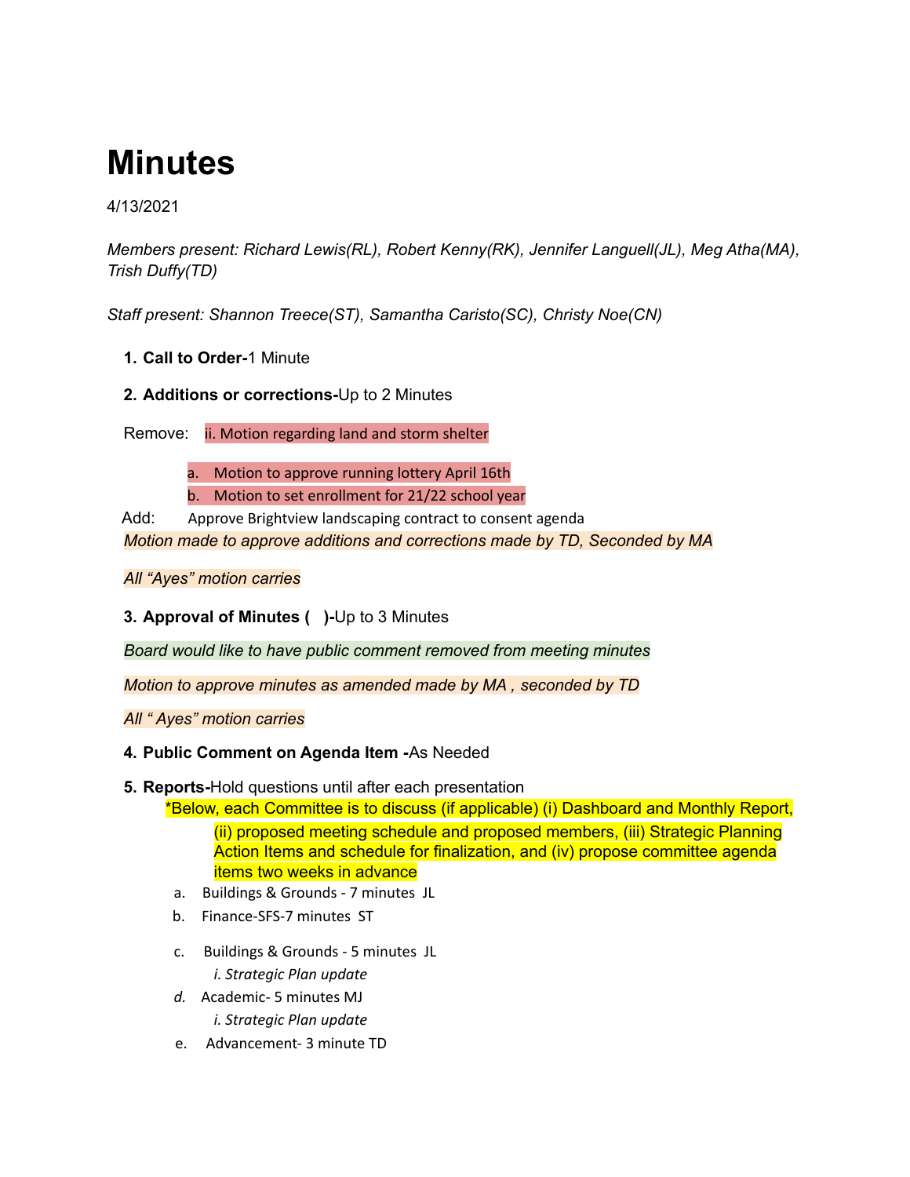# Minutes

4/13/2021

*Members present: Richard Lewis(RL), Robert Kenny(RK), Jennifer Languell(JL), Meg Atha(MA), Trish Duffy(TD)*

*Staff present: Shannon Treece(ST), Samantha Caristo(SC), Christy Noe(CN)*

1. **Call to Order-**1 Minute

2. **Additions or corrections-**Up to 2 Minutes

   Remove: ii. Motion regarding land and storm shelter

   a. Motion to approve running lottery April 16th

   b. Motion to set enrollment for 21/22 school year

   Add: Approve Brightview landscaping contract to consent agenda

   *Motion made to approve additions and corrections made by TD, Seconded by MA*

   *All "Ayes" motion carries*

3. **Approval of Minutes ( )-**Up to 3 Minutes

   *Board would like to have public comment removed from meeting minutes*

   *Motion to approve minutes as amended made by MA , seconded by TD*

   *All " Ayes" motion carries*

4. **Public Comment on Agenda Item -**As Needed

5. **Reports-**Hold questions until after each presentation

   *Below, each Committee is to discuss (if applicable) (i) Dashboard and Monthly Report, (ii) proposed meeting schedule and proposed members, (iii) Strategic Planning Action Items and schedule for finalization, and (iv) propose committee agenda items two weeks in advance

   a. Buildings & Grounds - 7 minutes JL

   b. Finance-SFS-7 minutes ST

   c. Buildings & Grounds - 5 minutes JL

      *i. Strategic Plan update*

   *d.* Academic- 5 minutes MJ

      *i. Strategic Plan update*

   e. Advancement- 3 minute TD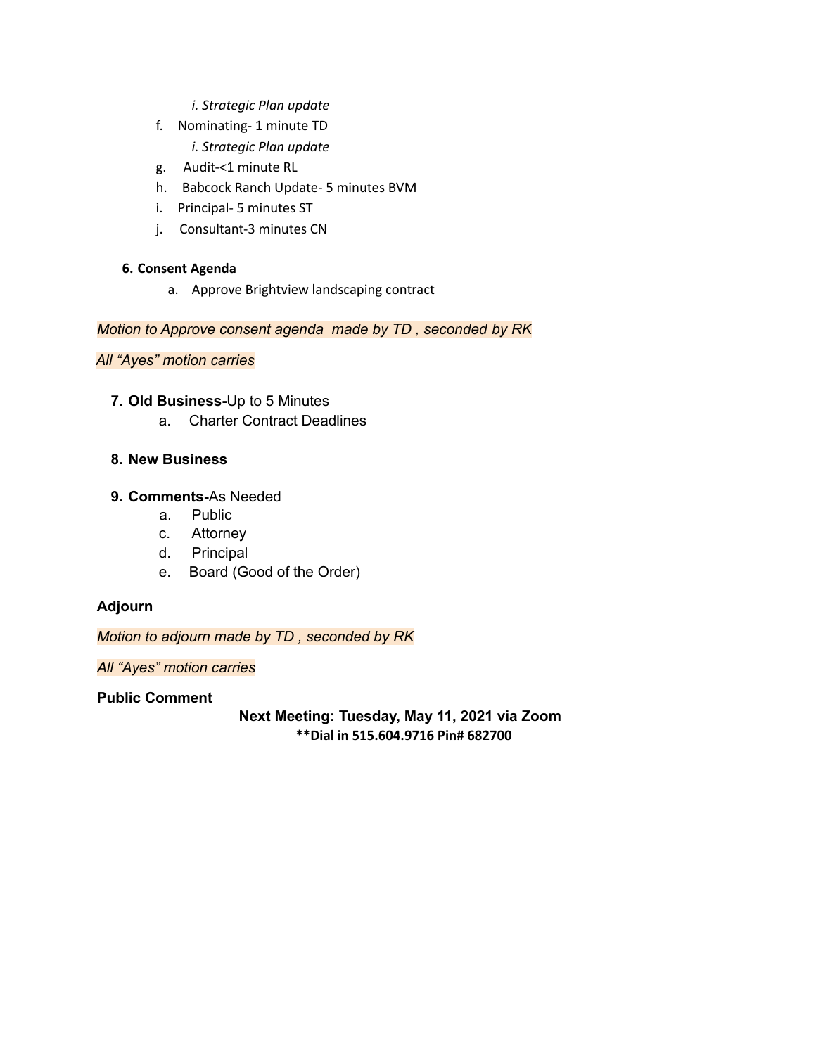*i. Strategic Plan update*

f. Nominating- 1 minute TD

   *i. Strategic Plan update*

g. Audit-<1 minute RL

h. Babcock Ranch Update- 5 minutes BVM

i. Principal- 5 minutes ST

j. Consultant-3 minutes CN

**6. Consent Agenda**

a. Approve Brightview landscaping contract

*Motion to Approve consent agenda made by TD , seconded by RK*

*All "Ayes" motion carries*

**7. Old Business-**Up to 5 Minutes

a. Charter Contract Deadlines

**8. New Business**

**9. Comments-**As Needed

a. Public

c. Attorney

d. Principal

e. Board (Good of the Order)

**Adjourn**

*Motion to adjourn made by TD , seconded by RK*

*All "Ayes" motion carries*

**Public Comment**

**Next Meeting: Tuesday, May 11, 2021 via Zoom**

**Dial in 515.604.9716 Pin# 682700**